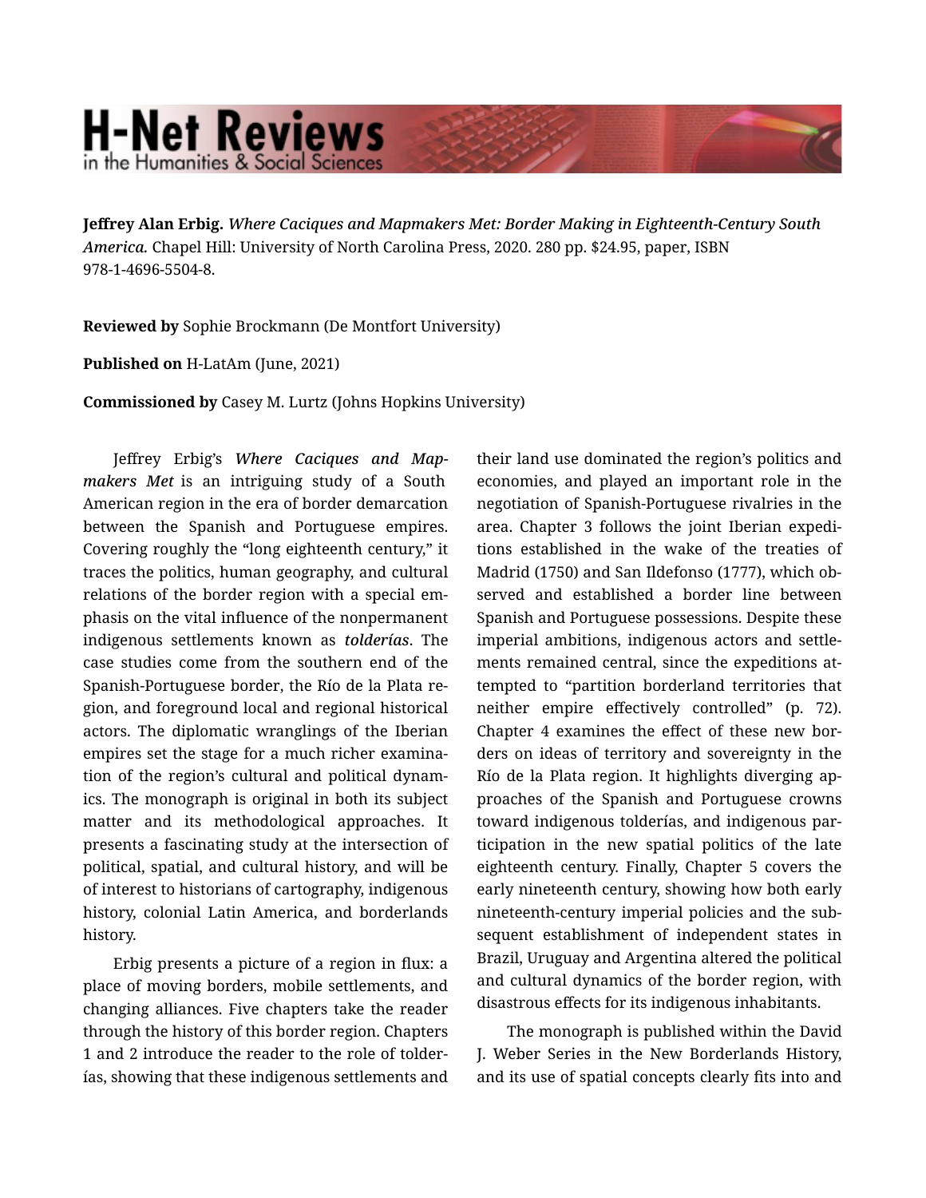# H-Net Reviews
in the Humanities & Social Sciences

**Jeffrey Alan Erbig.** *Where Caciques and Mapmakers Met: Border Making in Eighteenth-Century South America.* Chapel Hill: University of North Carolina Press, 2020. 280 pp. $24.95, paper, ISBN 978-1-4696-5504-8.

**Reviewed by** Sophie Brockmann (De Montfort University)

**Published on** H-LatAm (June, 2021)

**Commissioned by** Casey M. Lurtz (Johns Hopkins University)

Jeffrey Erbig's ***Where Caciques and Mapmakers Met*** is an intriguing study of a South American region in the era of border demarcation between the Spanish and Portuguese empires. Covering roughly the "long eighteenth century," it traces the politics, human geography, and cultural relations of the border region with a special emphasis on the vital influence of the nonpermanent indigenous settlements known as ***tolderías***. The case studies come from the southern end of the Spanish-Portuguese border, the Río de la Plata region, and foreground local and regional historical actors. The diplomatic wranglings of the Iberian empires set the stage for a much richer examination of the region's cultural and political dynamics. The monograph is original in both its subject matter and its methodological approaches. It presents a fascinating study at the intersection of political, spatial, and cultural history, and will be of interest to historians of cartography, indigenous history, colonial Latin America, and borderlands history.

Erbig presents a picture of a region in flux: a place of moving borders, mobile settlements, and changing alliances. Five chapters take the reader through the history of this border region. Chapters 1 and 2 introduce the reader to the role of tolderías, showing that these indigenous settlements and their land use dominated the region's politics and economies, and played an important role in the negotiation of Spanish-Portuguese rivalries in the area. Chapter 3 follows the joint Iberian expeditions established in the wake of the treaties of Madrid (1750) and San Ildefonso (1777), which observed and established a border line between Spanish and Portuguese possessions. Despite these imperial ambitions, indigenous actors and settlements remained central, since the expeditions attempted to "partition borderland territories that neither empire effectively controlled" (p. 72). Chapter 4 examines the effect of these new borders on ideas of territory and sovereignty in the Río de la Plata region. It highlights diverging approaches of the Spanish and Portuguese crowns toward indigenous tolderías, and indigenous participation in the new spatial politics of the late eighteenth century. Finally, Chapter 5 covers the early nineteenth century, showing how both early nineteenth-century imperial policies and the subsequent establishment of independent states in Brazil, Uruguay and Argentina altered the political and cultural dynamics of the border region, with disastrous effects for its indigenous inhabitants.

The monograph is published within the David J. Weber Series in the New Borderlands History, and its use of spatial concepts clearly fits into and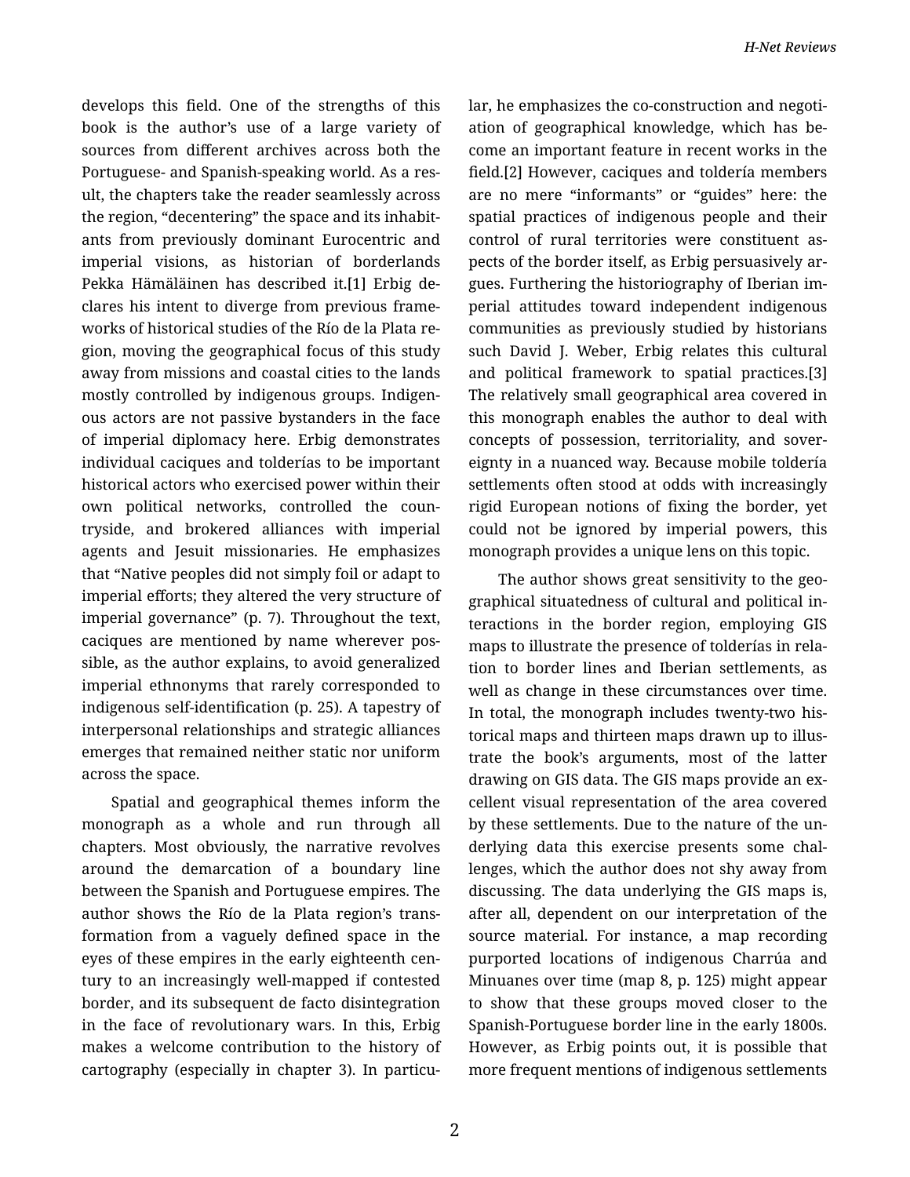develops this field. One of the strengths of this book is the author's use of a large variety of sources from different archives across both the Portuguese- and Spanish-speaking world. As a result, the chapters take the reader seamlessly across the region, "decentering" the space and its inhabitants from previously dominant Eurocentric and imperial visions, as historian of borderlands Pekka Hämäläinen has described it.[1] Erbig declares his intent to diverge from previous frameworks of historical studies of the Río de la Plata region, moving the geographical focus of this study away from missions and coastal cities to the lands mostly controlled by indigenous groups. Indigenous actors are not passive bystanders in the face of imperial diplomacy here. Erbig demonstrates individual caciques and tolderías to be important historical actors who exercised power within their own political networks, controlled the countryside, and brokered alliances with imperial agents and Jesuit missionaries. He emphasizes that "Native peoples did not simply foil or adapt to imperial efforts; they altered the very structure of imperial governance" (p. 7). Throughout the text, caciques are mentioned by name wherever possible, as the author explains, to avoid generalized imperial ethnonyms that rarely corresponded to indigenous self-identification (p. 25). A tapestry of interpersonal relationships and strategic alliances emerges that remained neither static nor uniform across the space.

Spatial and geographical themes inform the monograph as a whole and run through all chapters. Most obviously, the narrative revolves around the demarcation of a boundary line between the Spanish and Portuguese empires. The author shows the Río de la Plata region's transformation from a vaguely defined space in the eyes of these empires in the early eighteenth century to an increasingly well-mapped if contested border, and its subsequent de facto disintegration in the face of revolutionary wars. In this, Erbig makes a welcome contribution to the history of cartography (especially in chapter 3). In particular, he emphasizes the co-construction and negotiation of geographical knowledge, which has become an important feature in recent works in the field.[2] However, caciques and toldería members are no mere "informants" or "guides" here: the spatial practices of indigenous people and their control of rural territories were constituent aspects of the border itself, as Erbig persuasively argues. Furthering the historiography of Iberian imperial attitudes toward independent indigenous communities as previously studied by historians such David J. Weber, Erbig relates this cultural and political framework to spatial practices.[3] The relatively small geographical area covered in this monograph enables the author to deal with concepts of possession, territoriality, and sovereignty in a nuanced way. Because mobile toldería settlements often stood at odds with increasingly rigid European notions of fixing the border, yet could not be ignored by imperial powers, this monograph provides a unique lens on this topic.

The author shows great sensitivity to the geographical situatedness of cultural and political interactions in the border region, employing GIS maps to illustrate the presence of tolderías in relation to border lines and Iberian settlements, as well as change in these circumstances over time. In total, the monograph includes twenty-two historical maps and thirteen maps drawn up to illustrate the book's arguments, most of the latter drawing on GIS data. The GIS maps provide an excellent visual representation of the area covered by these settlements. Due to the nature of the underlying data this exercise presents some challenges, which the author does not shy away from discussing. The data underlying the GIS maps is, after all, dependent on our interpretation of the source material. For instance, a map recording purported locations of indigenous Charrúa and Minuanes over time (map 8, p. 125) might appear to show that these groups moved closer to the Spanish-Portuguese border line in the early 1800s. However, as Erbig points out, it is possible that more frequent mentions of indigenous settlements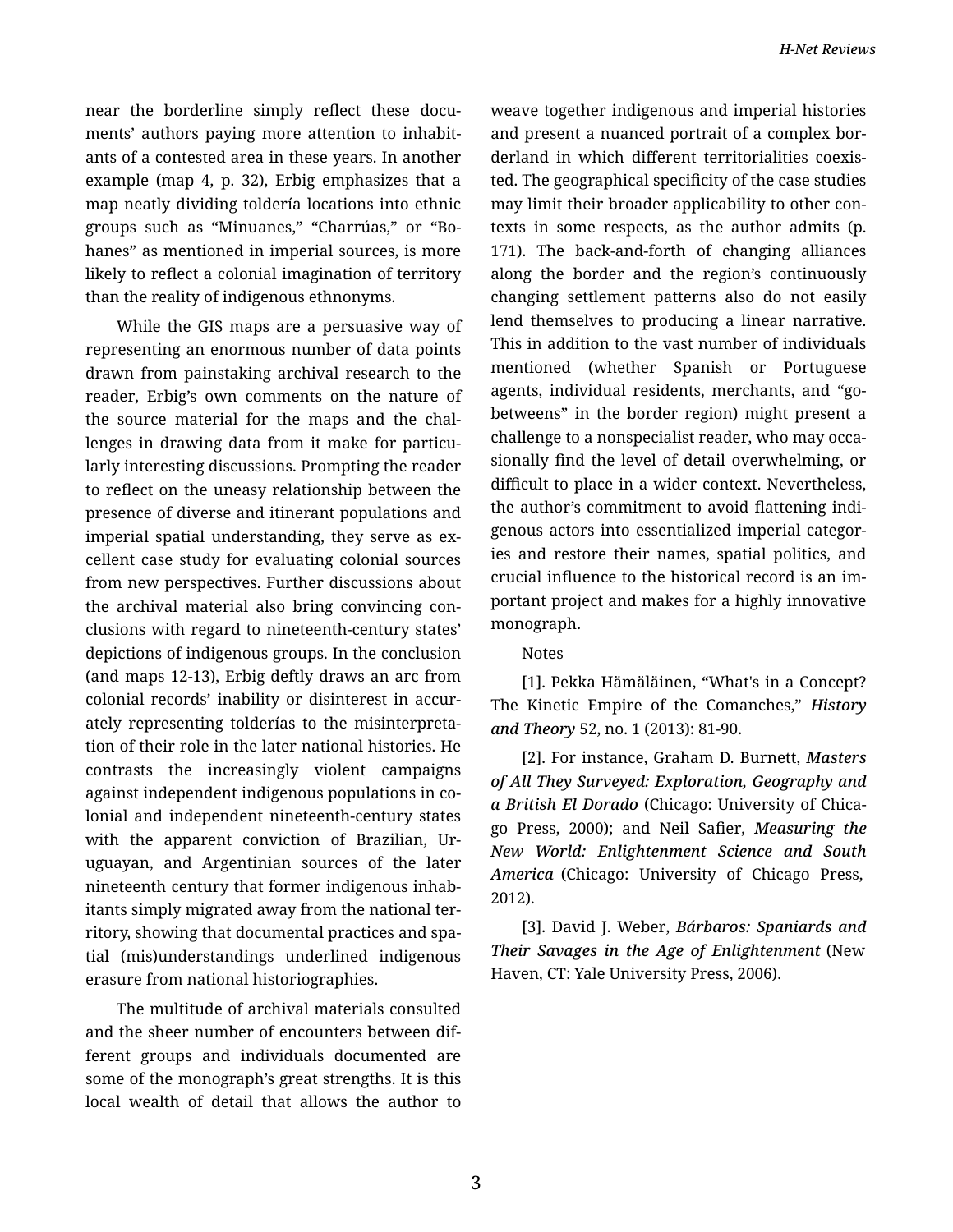near the borderline simply reflect these documents' authors paying more attention to inhabitants of a contested area in these years. In another example (map 4, p. 32), Erbig emphasizes that a map neatly dividing toldería locations into ethnic groups such as "Minuanes," "Charrúas," or "Bohanes" as mentioned in imperial sources, is more likely to reflect a colonial imagination of territory than the reality of indigenous ethnonyms.

While the GIS maps are a persuasive way of representing an enormous number of data points drawn from painstaking archival research to the reader, Erbig's own comments on the nature of the source material for the maps and the challenges in drawing data from it make for particularly interesting discussions. Prompting the reader to reflect on the uneasy relationship between the presence of diverse and itinerant populations and imperial spatial understanding, they serve as excellent case study for evaluating colonial sources from new perspectives. Further discussions about the archival material also bring convincing conclusions with regard to nineteenth-century states' depictions of indigenous groups. In the conclusion (and maps 12-13), Erbig deftly draws an arc from colonial records' inability or disinterest in accurately representing tolderías to the misinterpretation of their role in the later national histories. He contrasts the increasingly violent campaigns against independent indigenous populations in colonial and independent nineteenth-century states with the apparent conviction of Brazilian, Uruguayan, and Argentinian sources of the later nineteenth century that former indigenous inhabitants simply migrated away from the national territory, showing that documental practices and spatial (mis)understandings underlined indigenous erasure from national historiographies.

The multitude of archival materials consulted and the sheer number of encounters between different groups and individuals documented are some of the monograph's great strengths. It is this local wealth of detail that allows the author to weave together indigenous and imperial histories and present a nuanced portrait of a complex borderland in which different territorialities coexisted. The geographical specificity of the case studies may limit their broader applicability to other contexts in some respects, as the author admits (p. 171). The back-and-forth of changing alliances along the border and the region's continuously changing settlement patterns also do not easily lend themselves to producing a linear narrative. This in addition to the vast number of individuals mentioned (whether Spanish or Portuguese agents, individual residents, merchants, and "go-betweens" in the border region) might present a challenge to a nonspecialist reader, who may occasionally find the level of detail overwhelming, or difficult to place in a wider context. Nevertheless, the author's commitment to avoid flattening indigenous actors into essentialized imperial categories and restore their names, spatial politics, and crucial influence to the historical record is an important project and makes for a highly innovative monograph.

Notes

[1]. Pekka Hämäläinen, "What's in a Concept? The Kinetic Empire of the Comanches," *History and Theory* 52, no. 1 (2013): 81-90.

[2]. For instance, Graham D. Burnett, *Masters of All They Surveyed: Exploration, Geography and a British El Dorado* (Chicago: University of Chicago Press, 2000); and Neil Safier, *Measuring the New World: Enlightenment Science and South America* (Chicago: University of Chicago Press, 2012).

[3]. David J. Weber, *Bárbaros: Spaniards and Their Savages in the Age of Enlightenment* (New Haven, CT: Yale University Press, 2006).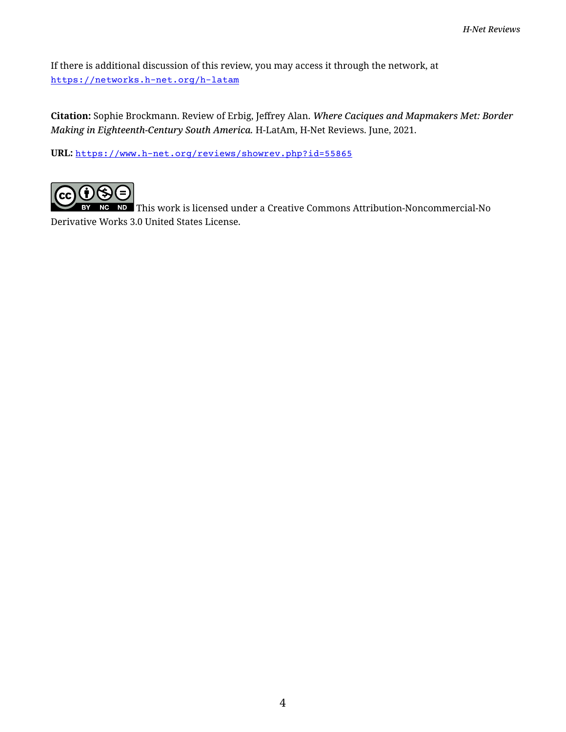If there is additional discussion of this review, you may access it through the network, at https://networks.h-net.org/h-latam

**Citation:** Sophie Brockmann. Review of Erbig, Jeffrey Alan. *Where Caciques and Mapmakers Met: Border Making in Eighteenth-Century South America.* H-LatAm, H-Net Reviews. June, 2021.

**URL:** https://www.h-net.org/reviews/showrev.php?id=55865

This work is licensed under a Creative Commons Attribution-Noncommercial-No Derivative Works 3.0 United States License.